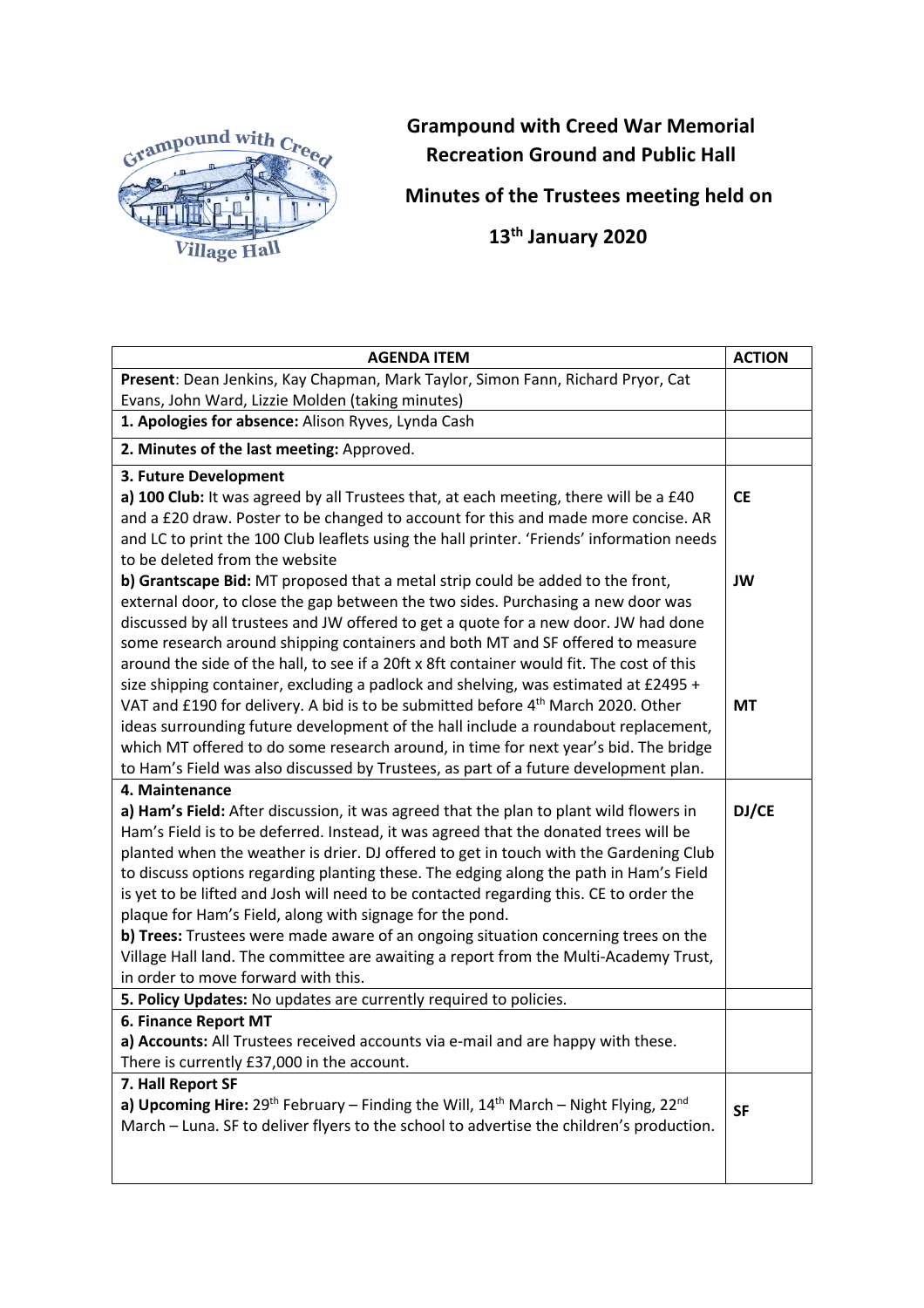**Grampound with Creed War Memorial Recreation Ground and Public Hall**

**Minutes of the Trustees meeting held on**

**13th January 2020**

| AGENDA ITEM | ACTION |
|---|---|
| **Present**: Dean Jenkins, Kay Chapman, Mark Taylor, Simon Fann, Richard Pryor, Cat Evans, John Ward, Lizzie Molden (taking minutes) | |
| **1. Apologies for absence:** Alison Ryves, Lynda Cash | |
| **2. Minutes of the last meeting:** Approved. | |
| **3. Future Development**<br>**a) 100 Club:** It was agreed by all Trustees that, at each meeting, there will be a £40 and a £20 draw. Poster to be changed to account for this and made more concise. AR and LC to print the 100 Club leaflets using the hall printer. 'Friends' information needs to be deleted from the website<br>**b) Grantscape Bid:** MT proposed that a metal strip could be added to the front, external door, to close the gap between the two sides. Purchasing a new door was discussed by all trustees and JW offered to get a quote for a new door. JW had done some research around shipping containers and both MT and SF offered to measure around the side of the hall, to see if a 20ft x 8ft container would fit. The cost of this size shipping container, excluding a padlock and shelving, was estimated at £2495 + VAT and £190 for delivery. A bid is to be submitted before 4th March 2020. Other ideas surrounding future development of the hall include a roundabout replacement, which MT offered to do some research around, in time for next year's bid. The bridge to Ham's Field was also discussed by Trustees, as part of a future development plan. | **CE**<br><br><br><br>**JW**<br><br><br><br><br><br>**MT** |
| **4. Maintenance**<br>**a) Ham's Field:** After discussion, it was agreed that the plan to plant wild flowers in Ham's Field is to be deferred. Instead, it was agreed that the donated trees will be planted when the weather is drier. DJ offered to get in touch with the Gardening Club to discuss options regarding planting these. The edging along the path in Ham's Field is yet to be lifted and Josh will need to be contacted regarding this. CE to order the plaque for Ham's Field, along with signage for the pond.<br>**b) Trees:** Trustees were made aware of an ongoing situation concerning trees on the Village Hall land. The committee are awaiting a report from the Multi-Academy Trust, in order to move forward with this. | **DJ/CE** |
| **5. Policy Updates:** No updates are currently required to policies. | |
| **6. Finance Report MT**<br>**a) Accounts:** All Trustees received accounts via e-mail and are happy with these. There is currently £37,000 in the account. | |
| **7. Hall Report SF**<br>**a) Upcoming Hire:** 29th February – Finding the Will, 14th March – Night Flying, 22nd March – Luna. SF to deliver flyers to the school to advertise the children's production. | **SF** |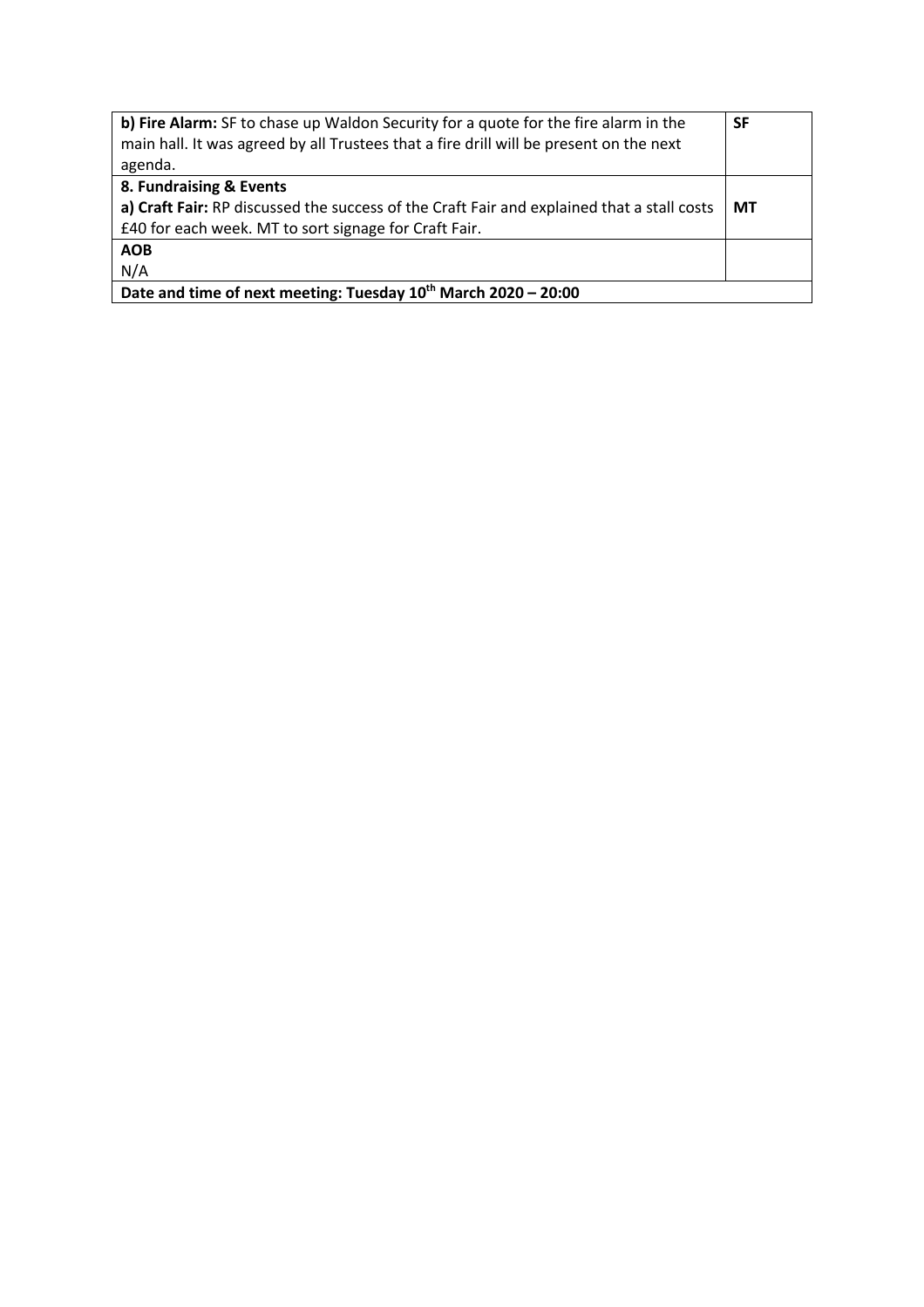| | |
|---|---|
| **b) Fire Alarm:** SF to chase up Waldon Security for a quote for the fire alarm in the main hall. It was agreed by all Trustees that a fire drill will be present on the next agenda. | **SF** |
| **8. Fundraising & Events**<br>**a) Craft Fair:** RP discussed the success of the Craft Fair and explained that a stall costs £40 for each week. MT to sort signage for Craft Fair. | **MT** |
| **AOB**<br>N/A | |
| **Date and time of next meeting: Tuesday 10th March 2020 – 20:00** | |